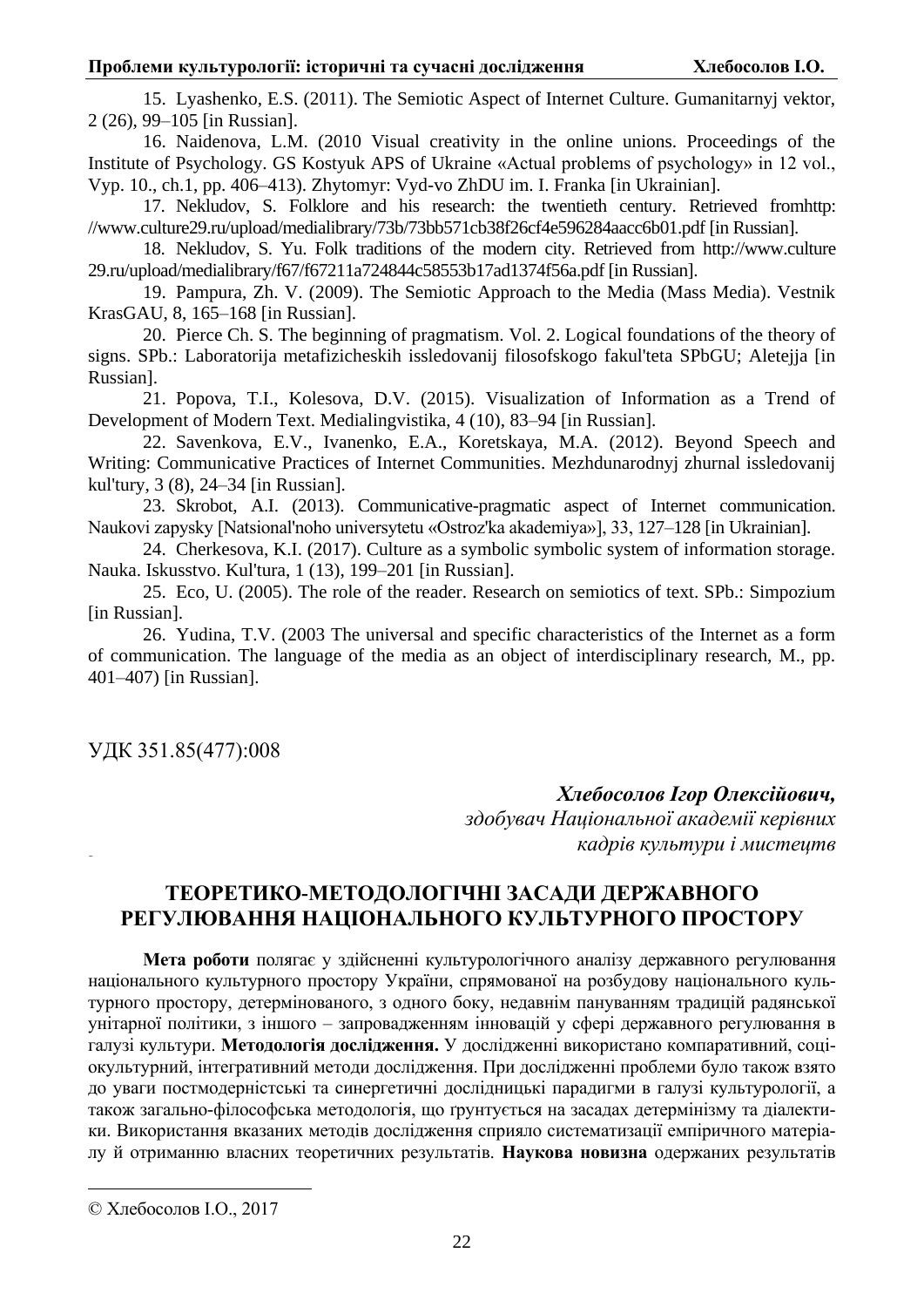15. Lyashenko, E.S. (2011). The Semiotic Aspect of Internet Culture. Gumanitarnyj vektor, 2 (26), 99–105 [in Russian].

16. Naidenova, L.M. (2010 Visual creativity in the online unions. Proceedings of the Institute of Psychology. GS Kostyuk APS of Ukraine «Actual problems of psychology» in 12 vol., Vyp. 10., ch.1, pp. 406–413). Zhytomyr: Vyd-vo ZhDU im. I. Franka [in Ukrainian].

17. Nekludov, S. Folklore and his research: the twentieth century. Retrieved fromhttp: //www.culture29.ru/upload/medialibrary/73b/73bb571cb38f26cf4e596284aacc6b01.pdf [in Russian].

18. Nekludov, S. Yu. Folk traditions of the modern city. Retrieved from http://www.culture 29.ru/upload/medialibrary/f67/f67211a724844c58553b17ad1374f56a.pdf [in Russian].

19. Pampura, Zh. V. (2009). The Semiotic Approach to the Media (Mass Media). Vestnik KrasGAU, 8, 165–168 [in Russian].

20. Pierce Ch. S. The beginning of pragmatism. Vol. 2. Logical foundations of the theory of signs. SPb.: Laboratorija metafizicheskih issledovanij filosofskogo fakul'teta SPbGU; Aletejja [in Russian].

21. Popova, T.I., Kolesova, D.V. (2015). Visualization of Information as a Trend of Development of Modern Text. Medialingvistika, 4 (10), 83–94 [in Russian].

22. Savenkova, E.V., Ivanenko, E.A., Koretskaya, M.A. (2012). Beyond Speech and Writing: Communicative Practices of Internet Communities. Mezhdunarodnyj zhurnal issledovanij kul'tury, 3 (8), 24–34 [in Russian].

23. Skrobot, A.I. (2013). Communicative-pragmatic aspect of Internet communication. Naukovi zapysky [Natsional'noho universytetu «Ostroz'ka akademiya»], 33, 127–128 [in Ukrainian].

24. Cherkesova, K.I. (2017). Culture as a symbolic symbolic system of information storage. Nauka. Iskusstvo. Kul'tura, 1 (13), 199–201 [in Russian].

25. Eco, U. (2005). The role of the reader. Research on semiotics of text. SPb.: Simpozium [in Russian].

26. Yudina, T.V. (2003 The universal and specific characteristics of the Internet as a form of communication. The language of the media as an object of interdisciplinary research, M., pp. 401–407) [in Russian].

УДК 351.85(477):008

***Хлебосолов Ігор Олексійович,***
*здобувач Національної академії керівних кадрів культури і мистецтв*

# ТЕОРЕТИКО-МЕТОДОЛОГІЧНІ ЗАСАДИ ДЕРЖАВНОГО РЕГУЛЮВАННЯ НАЦІОНАЛЬНОГО КУЛЬТУРНОГО ПРОСТОРУ

**Мета роботи** полягає у здійсненні культурологічного аналізу державного регулювання національного культурного простору України, спрямованої на розбудову національного культурного простору, детермінованого, з одного боку, недавнім пануванням традицій радянської унітарної політики, з іншого – запровадженням інновацій у сфері державного регулювання в галузі культури. **Методологія дослідження.** У дослідженні використано компаративний, соціокультурний, інтегративний методи дослідження. При дослідженні проблеми було також взято до уваги постмодерністські та синергетичні дослідницькі парадигми в галузі культурології, а також загально-філософська методологія, що ґрунтується на засадах детермінізму та діалектики. Використання вказаних методів дослідження сприяло систематизації емпіричного матеріалу й отриманню власних теоретичних результатів. **Наукова новизна** одержаних результатів

© Хлебосолов І.О., 2017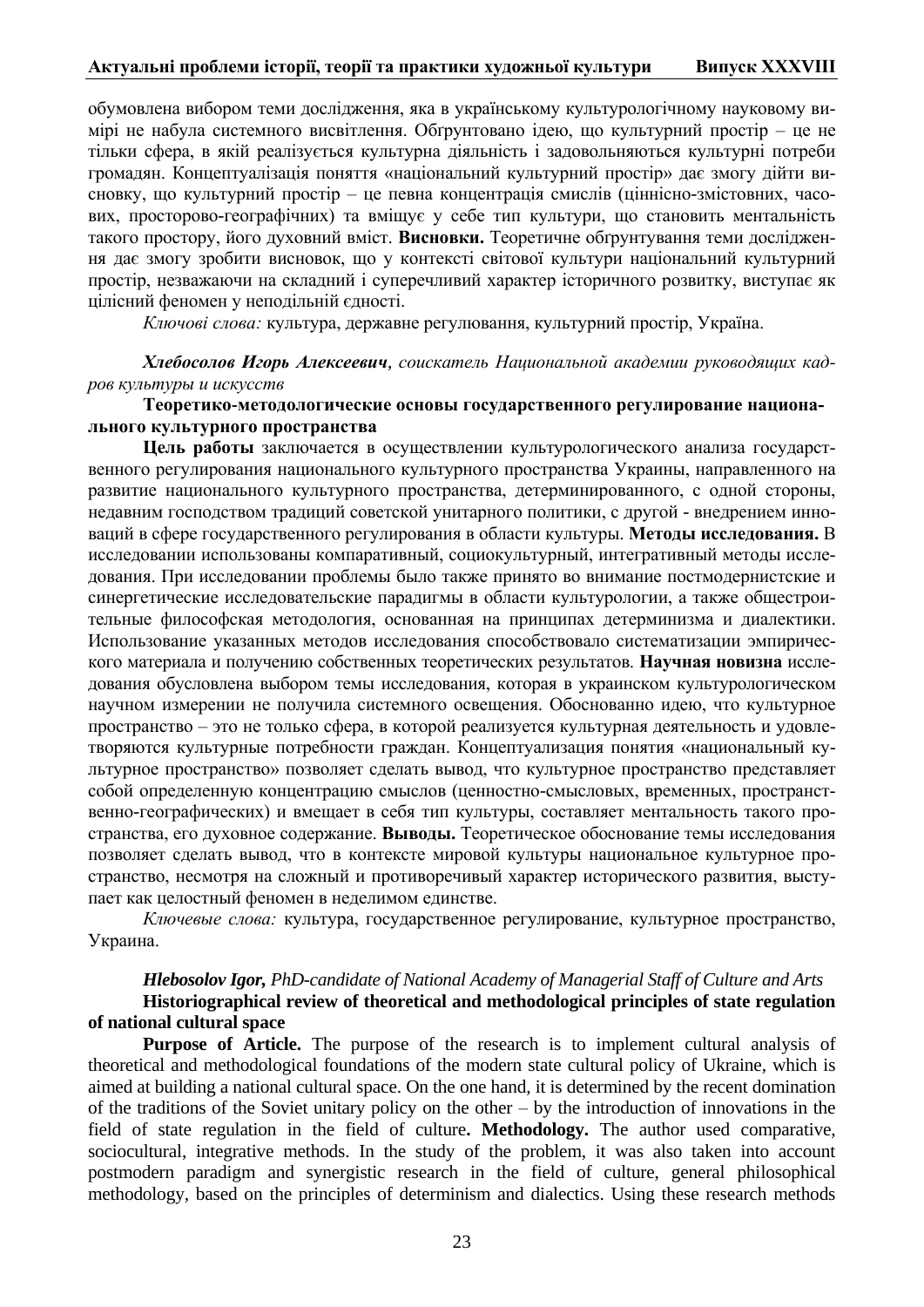обумовлена вибором теми дослідження, яка в українському культурологічному науковому вимірі не набула системного висвітлення. Обгрунтовано ідею, що культурний простір – це не тільки сфера, в якій реалізується культурна діяльність і задовольняються культурні потреби громадян. Концептуалізація поняття «національний культурний простір» дає змогу дійти висновку, що культурний простір – це певна концентрація смислів (ціннісно-змістовних, часових, просторово-географічних) та вміщує у себе тип культури, що становить ментальність такого простору, його духовний вміст. **Висновки.** Теоретичне обгрунтування теми дослідження дає змогу зробити висновок, що у контексті світової культури національний культурний простір, незважаючи на складний і суперечливий характер історичного розвитку, виступає як цілісний феномен у неподільній єдності.

*Ключові слова:* культура, державне регулювання, культурний простір, Україна.

***Хлебосолов Игорь Алексеевич**, соискатель Национальной академии руководящих кадров культуры и искусств*

**Теоретико-методологические основы государственного регулирование национального культурного пространства**

**Цель работы** заключается в осуществлении культурологического анализа государственного регулирования национального культурного пространства Украины, направленного на развитие национального культурного пространства, детерминированного, с одной стороны, недавним господством традиций советской унитарного политики, с другой - внедрением инноваций в сфере государственного регулирования в области культуры. **Методы исследования.** В исследовании использованы компаративный, социокультурный, интегративный методы исследования. При исследовании проблемы было также принято во внимание постмодернистские и синергетические исследовательские парадигмы в области культурологии, а также общестроительные философская методология, основанная на принципах детерминизма и диалектики. Использование указанных методов исследования способствовало систематизации эмпирического материала и получению собственных теоретических результатов. **Научная новизна** исследования обусловлена выбором темы исследования, которая в украинском культурологическом научном измерении не получила системного освещения. Обоснованно идею, что культурное пространство – это не только сфера, в которой реализуется культурная деятельность и удовлетворяются культурные потребности граждан. Концептуализация понятия «национальный культурное пространство» позволяет сделать вывод, что культурное пространство представляет собой определенную концентрацию смыслов (ценностно-смысловых, временных, пространственно-географических) и вмещает в себя тип культуры, составляет ментальность такого пространства, его духовное содержание. **Выводы.** Теоретическое обоснование темы исследования позволяет сделать вывод, что в контексте мировой культуры национальное культурное пространство, несмотря на сложный и противоречивый характер исторического развития, выступает как целостный феномен в неделимом единстве.

*Ключевые слова:* культура, государственное регулирование, культурное пространство, Украина.

***Hlebosolov Igor,** PhD-candidate of National Academy of Managerial Staff of Culture and Arts*

**Historiographical review of theoretical and methodological principles of state regulation of national cultural space**

**Purpose of Article.** The purpose of the research is to implement cultural analysis of theoretical and methodological foundations of the modern state cultural policy of Ukraine, which is aimed at building a national cultural space. On the one hand, it is determined by the recent domination of the traditions of the Soviet unitary policy on the other – by the introduction of innovations in the field of state regulation in the field of culture**. Methodology.** The author used comparative, sociocultural, integrative methods. In the study of the problem, it was also taken into account postmodern paradigm and synergistic research in the field of culture, general philosophical methodology, based on the principles of determinism and dialectics. Using these research methods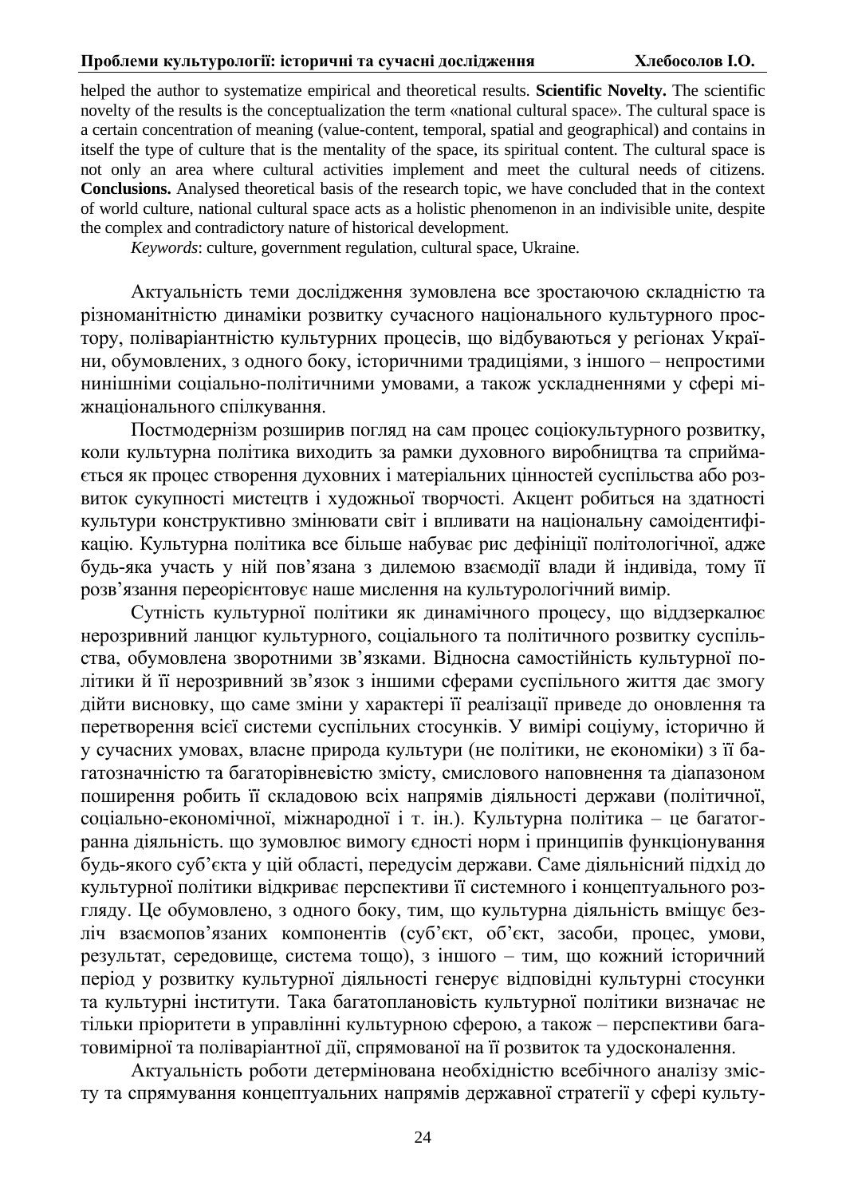helped the author to systematize empirical and theoretical results. **Scientific Novelty.** The scientific novelty of the results is the conceptualization the term «national cultural space». The cultural space is a certain concentration of meaning (value-content, temporal, spatial and geographical) and contains in itself the type of culture that is the mentality of the space, its spiritual content. The cultural space is not only an area where cultural activities implement and meet the cultural needs of citizens. **Conclusions.** Analysed theoretical basis of the research topic, we have concluded that in the context of world culture, national cultural space acts as a holistic phenomenon in an indivisible unite, despite the complex and contradictory nature of historical development.

*Keywords*: culture, government regulation, cultural space, Ukraine.

Актуальність теми дослідження зумовлена все зростаючою складністю та різноманітністю динаміки розвитку сучасного національного культурного простору, поліваріантністю культурних процесів, що відбуваються у регіонах України, обумовлених, з одного боку, історичними традиціями, з іншого – непростими нинішніми соціально-політичними умовами, а також ускладненнями у сфері міжнаціонального спілкування.

Постмодернізм розширив погляд на сам процес соціокультурного розвитку, коли культурна політика виходить за рамки духовного виробництва та сприймається як процес створення духовних і матеріальних цінностей суспільства або розвиток сукупності мистецтв і художньої творчості. Акцент робиться на здатності культури конструктивно змінювати світ і впливати на національну самоідентифікацію. Культурна політика все більше набуває рис дефініції політологічної, адже будь-яка участь у ній пов’язана з дилемою взаємодії влади й індивіда, тому її розв’язання переорієнтовує наше мислення на культурологічний вимір.

Сутність культурної політики як динамічного процесу, що віддзеркалює нерозривний ланцюг культурного, соціального та політичного розвитку суспільства, обумовлена зворотними зв’язками. Відносна самостійність культурної політики й її нерозривний зв’язок з іншими сферами суспільного життя дає змогу дійти висновку, що саме зміни у характері її реалізації приведе до оновлення та перетворення всієї системи суспільних стосунків. У вимірі соціуму, історично й у сучасних умовах, власне природа культури (не політики, не економіки) з її багатозначністю та багаторівневістю змісту, смислового наповнення та діапазоном поширення робить її складовою всіх напрямів діяльності держави (політичної, соціально-економічної, міжнародної і т. ін.). Культурна політика – це багатогранна діяльність. що зумовлює вимогу єдності норм і принципів функціонування будь-якого суб’єкта у цій області, передусім держави. Саме діяльнісний підхід до культурної політики відкриває перспективи її системного і концептуального розгляду. Це обумовлено, з одного боку, тим, що культурна діяльність вміщує безліч взаємопов’язаних компонентів (суб’єкт, об’єкт, засоби, процес, умови, результат, середовище, система тощо), з іншого – тим, що кожний історичний період у розвитку культурної діяльності генерує відповідні культурні стосунки та культурні інститути. Така багатоплановість культурної політики визначає не тільки пріоритети в управлінні культурною сферою, а також – перспективи багатовимірної та поліваріантної дії, спрямованої на її розвиток та удосконалення.

Актуальність роботи детермінована необхідністю всебічного аналізу змісту та спрямування концептуальних напрямів державної стратегії у сфері культу-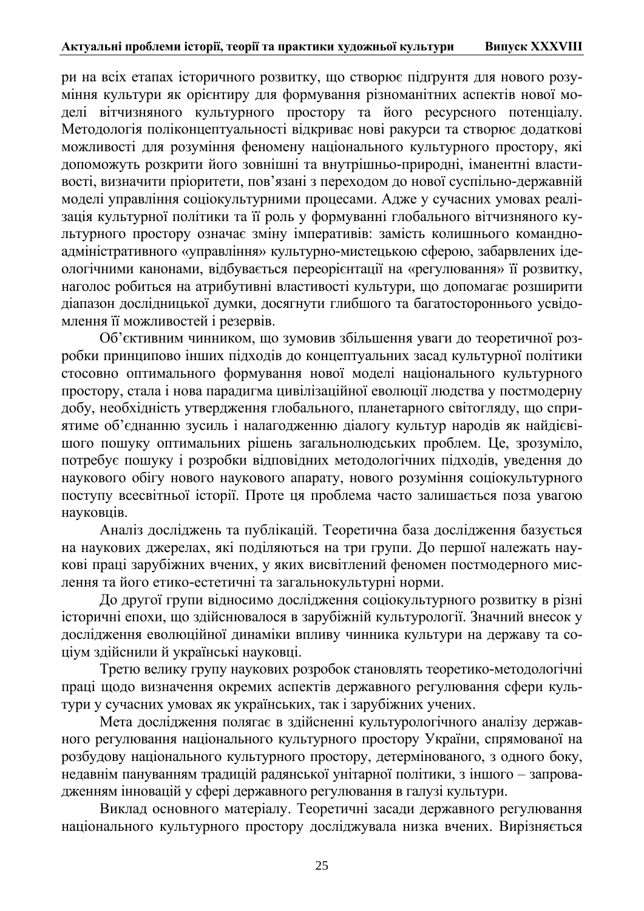ри на всіх етапах історичного розвитку, що створює підґрунтя для нового розуміння культури як орієнтиру для формування різноманітних аспектів нової моделі вітчизняного культурного простору та його ресурсного потенціалу. Методологія поліконцептуальності відкриває нові ракурси та створює додаткові можливості для розуміння феномену національного культурного простору, які допоможуть розкрити його зовнішні та внутрішньо-природні, іманентні властивості, визначити пріоритети, пов'язані з переходом до нової суспільно-державній моделі управління соціокультурними процесами. Адже у сучасних умовах реалізація культурної політики та її роль у формуванні глобального вітчизняного культурного простору означає зміну імперативів: замість колишнього командно-адміністративного «управління» культурно-мистецькою сферою, забарвлених ідеологічними канонами, відбувається переорієнтації на «регулювання» її розвитку, наголос робиться на атрибутивні властивості культури, що допомагає розширити діапазон дослідницької думки, досягнути глибшого та багатостороннього усвідомлення її можливостей і резервів.

Об'єктивним чинником, що зумовив збільшення уваги до теоретичної розробки принципово інших підходів до концептуальних засад культурної політики стосовно оптимального формування нової моделі національного культурного простору, стала і нова парадигма цивілізаційної еволюції людства у постмодерну добу, необхідність утвердження глобального, планетарного світогляду, що сприятиме об'єднанню зусиль і налагодженню діалогу культур народів як найдієвішого пошуку оптимальних рішень загальнолюдських проблем. Це, зрозуміло, потребує пошуку і розробки відповідних методологічних підходів, уведення до наукового обігу нового наукового апарату, нового розуміння соціокультурного поступу всесвітньої історії. Проте ця проблема часто залишається поза увагою науковців.

Аналіз досліджень та публікацій. Теоретична база дослідження базується на наукових джерелах, які поділяються на три групи. До першої належать наукові праці зарубіжних вчених, у яких висвітлений феномен постмодерного мислення та його етико-естетичні та загальнокультурні норми.

До другої групи відносимо дослідження соціокультурного розвитку в різні історичні епохи, що здійснювалося в зарубіжній культурології. Значний внесок у дослідження еволюційної динаміки впливу чинника культури на державу та соціум здійснили й українські науковці.

Третю велику групу наукових розробок становлять теоретико-методологічні праці щодо визначення окремих аспектів державного регулювання сфери культури у сучасних умовах як українських, так і зарубіжних учених.

Мета дослідження полягає в здійсненні культурологічного аналізу державного регулювання національного культурного простору України, спрямованої на розбудову національного культурного простору, детермінованого, з одного боку, недавнім пануванням традицій радянської унітарної політики, з іншого – запровадженням інновацій у сфері державного регулювання в галузі культури.

Виклад основного матеріалу. Теоретичні засади державного регулювання національного культурного простору досліджувала низка вчених. Вирізняється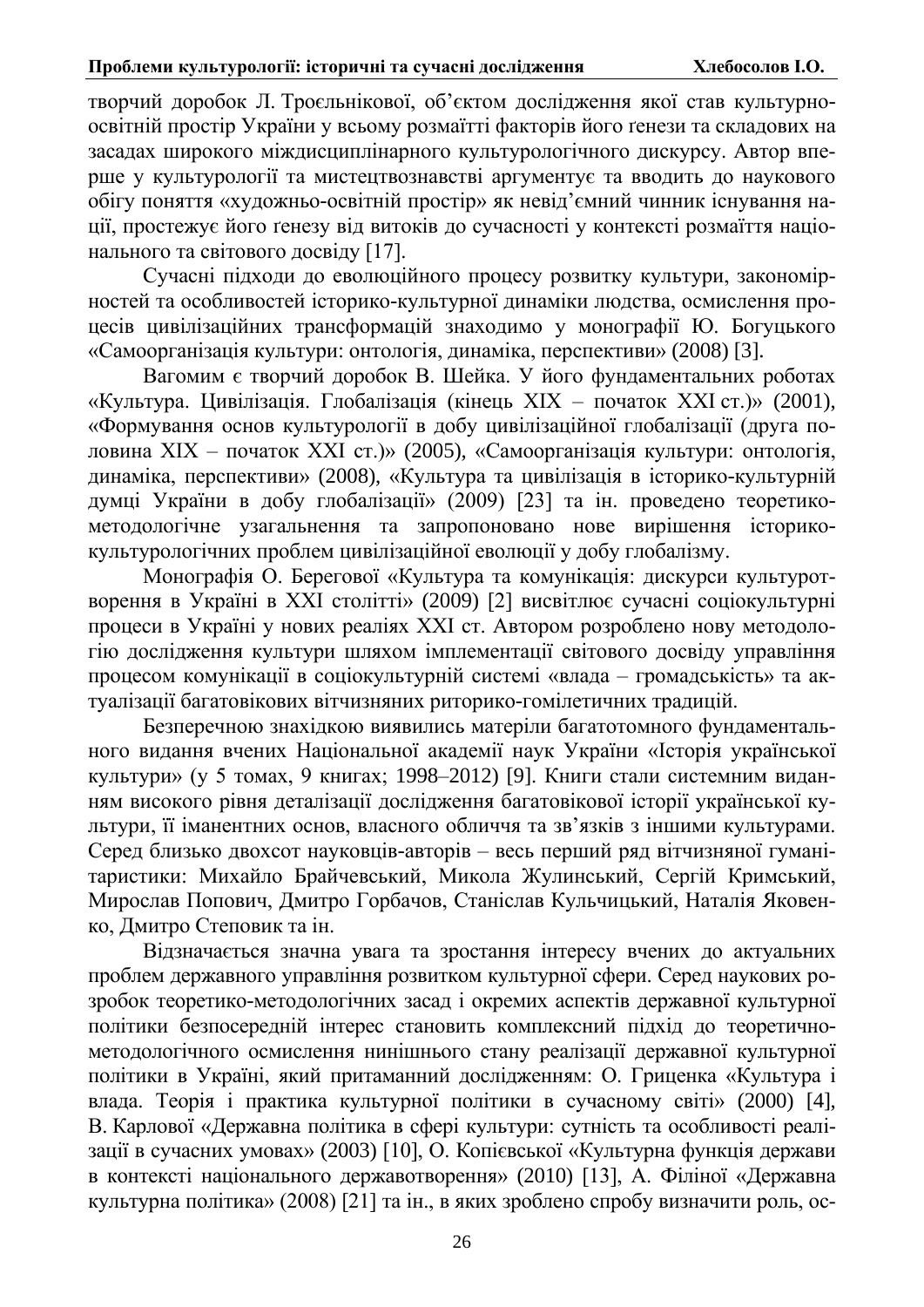творчий доробок Л. Троєльнікової, об'єктом дослідження якої став культурно-освітній простір України у всьому розмаїтті факторів його ґенези та складових на засадах широкого міждисциплінарного культурологічного дискурсу. Автор вперше у культурології та мистецтвознавстві аргументує та вводить до наукового обігу поняття «художньо-освітній простір» як невід'ємний чинник існування нації, простежує його ґенезу від витоків до сучасності у контексті розмаїття національного та світового досвіду [17].

Сучасні підходи до еволюційного процесу розвитку культури, закономірностей та особливостей історико-культурної динаміки людства, осмислення процесів цивілізаційних трансформацій знаходимо у монографії Ю. Богуцького «Самоорганізація культури: онтологія, динаміка, перспективи» (2008) [3].

Вагомим є творчий доробок В. Шейка. У його фундаментальних роботах «Культура. Цивілізація. Глобалізація (кінець XIX – початок XXI ст.)» (2001), «Формування основ культурології в добу цивілізаційної глобалізації (друга половина XIX – початок XXI ст.)» (2005), «Самоорганізація культури: онтологія, динаміка, перспективи» (2008), «Культура та цивілізація в історико-культурній думці України в добу глобалізації» (2009) [23] та ін. проведено теоретико-методологічне узагальнення та запропоновано нове вирішення історико-культурологічних проблем цивілізаційної еволюції у добу глобалізму.

Монографія О. Берегової «Культура та комунікація: дискурси культуротворення в Україні в XXI столітті» (2009) [2] висвітлює сучасні соціокультурні процеси в Україні у нових реаліях XXI ст. Автором розроблено нову методологію дослідження культури шляхом імплементації світового досвіду управління процесом комунікації в соціокультурній системі «влада – громадськість» та актуалізації багатовікових вітчизняних риторико-гомілетичних традицій.

Безперечною знахідкою виявились матеріли багатотомного фундаментального видання вчених Національної академії наук України «Історія української культури» (у 5 томах, 9 книгах; 1998–2012) [9]. Книги стали системним виданням високого рівня деталізації дослідження багатовікової історії української культури, її іманентних основ, власного обличчя та зв'язків з іншими культурами. Серед близько двохсот науковців-авторів – весь перший ряд вітчизняної гуманітаристики: Михайло Брайчевський, Микола Жулинський, Сергій Кримський, Мирослав Попович, Дмитро Горбачов, Станіслав Кульчицький, Наталія Яковенко, Дмитро Степовик та ін.

Відзначається значна увага та зростання інтересу вчених до актуальних проблем державного управління розвитком культурної сфери. Серед наукових розробок теоретико-методологічних засад і окремих аспектів державної культурної політики безпосередній інтерес становить комплексний підхід до теоретично-методологічного осмислення нинішнього стану реалізації державної культурної політики в Україні, який притаманний дослідженням: О. Гриценка «Культура і влада. Теорія і практика культурної політики в сучасному світі» (2000) [4], В. Карлової «Державна політика в сфері культури: сутність та особливості реалізації в сучасних умовах» (2003) [10], О. Копієвської «Культурна функція держави в контексті національного державотворення» (2010) [13], А. Філіної «Державна культурна політика» (2008) [21] та ін., в яких зроблено спробу визначити роль, ос-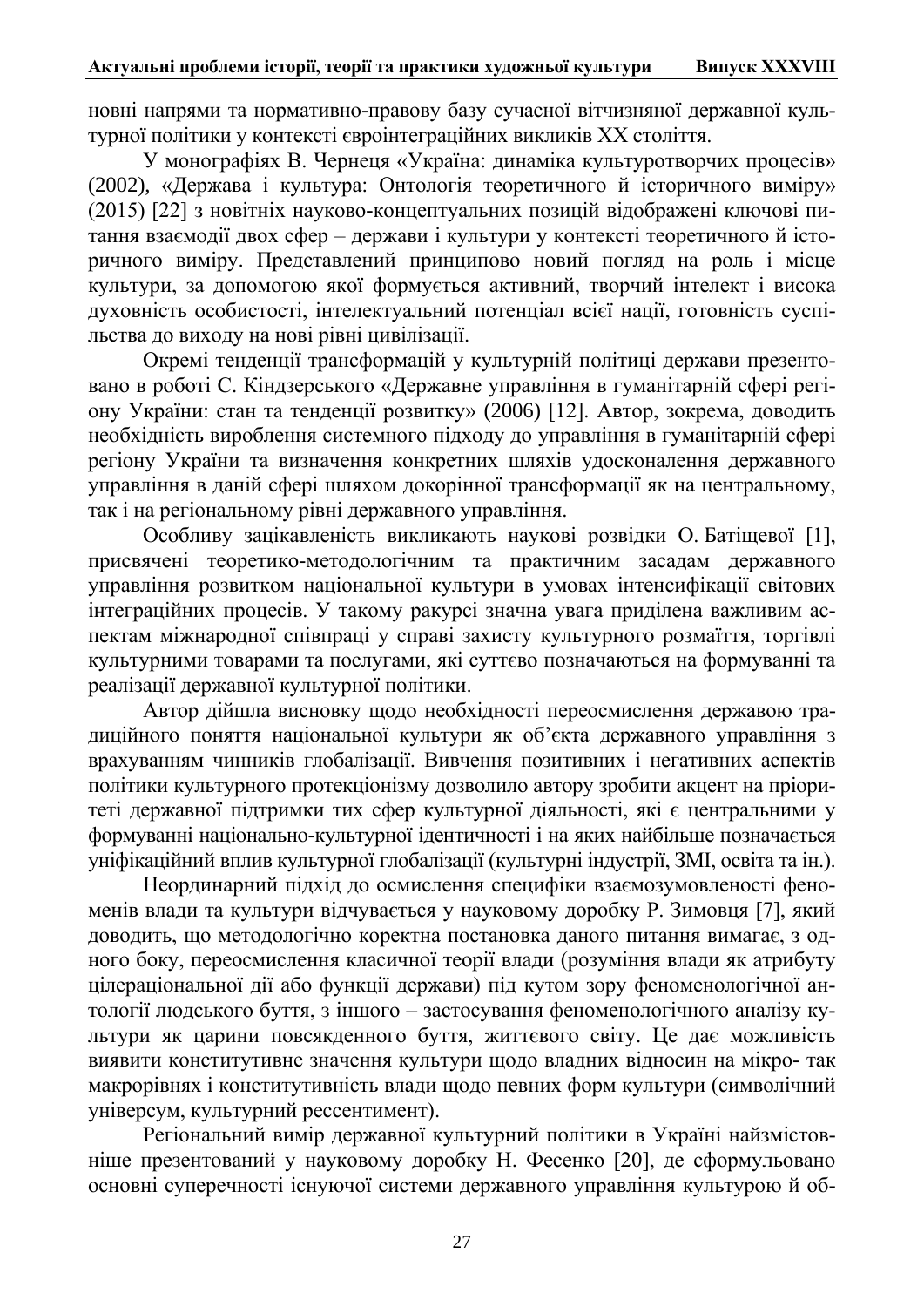нові напрями та нормативно-правову базу сучасної вітчизняної державної культурної політики у контексті євроінтеграційних викликів ХХ століття.

У монографіях В. Чернеця «Україна: динаміка культуротворчих процесів» (2002), «Держава і культура: Онтологія теоретичного й історичного виміру» (2015) [22] з новітніх науково-концептуальних позицій відображені ключові питання взаємодії двох сфер – держави і культури у контексті теоретичного й історичного виміру. Представлений принципово новий погляд на роль і місце культури, за допомогою якої формується активний, творчий інтелект і висока духовність особистості, інтелектуальний потенціал всієї нації, готовність суспільства до виходу на нові рівні цивілізації.

Окремі тенденції трансформацій у культурній політиці держави презентовано в роботі С. Кіндзерського «Державне управління в гуманітарній сфері регіону України: стан та тенденції розвитку» (2006) [12]. Автор, зокрема, доводить необхідність вироблення системного підходу до управління в гуманітарній сфері регіону України та визначення конкретних шляхів удосконалення державного управління в даній сфері шляхом докорінної трансформації як на центральному, так і на регіональному рівні державного управління.

Особливу зацікавленість викликають наукові розвідки О. Батіщевої [1], присвячені теоретико-методологічним та практичним засадам державного управління розвитком національної культури в умовах інтенсифікації світових інтеграційних процесів. У такому ракурсі значна увага приділена важливим аспектам міжнародної співпраці у справі захисту культурного розмаїття, торгівлі культурними товарами та послугами, які суттєво позначаються на формуванні та реалізації державної культурної політики.

Автор дійшла висновку щодо необхідності переосмислення державою традиційного поняття національної культури як об'єкта державного управління з врахуванням чинників глобалізації. Вивчення позитивних і негативних аспектів політики культурного протекціонізму дозволило автору зробити акцент на пріоритеті державної підтримки тих сфер культурної діяльності, які є центральними у формуванні національно-культурної ідентичності і на яких найбільше позначається уніфікаційний вплив культурної глобалізації (культурні індустрії, ЗМІ, освіта та ін.).

Неординарний підхід до осмислення специфіки взаємозумовленості феноменів влади та культури відчувається у науковому доробку Р. Зимовця [7], який доводить, що методологічно коректна постановка даного питання вимагає, з одного боку, переосмислення класичної теорії влади (розуміння влади як атрибуту цілераціональної дії або функції держави) під кутом зору феноменологічної антології людського буття, з іншого – застосування феноменологічного аналізу культури як царини повсякденного буття, життєвого світу. Це дає можливість виявити конститутивне значення культури щодо владних відносин на мікро- так макрорівнях і конститутивність влади щодо певних форм культури (символічний універсум, культурний рессентимент).

Регіональний вимір державної культурний політики в Україні найзмістовніше презентований у науковому доробку Н. Фесенко [20], де сформульовано основні суперечності існуючої системи державного управління культурою й об-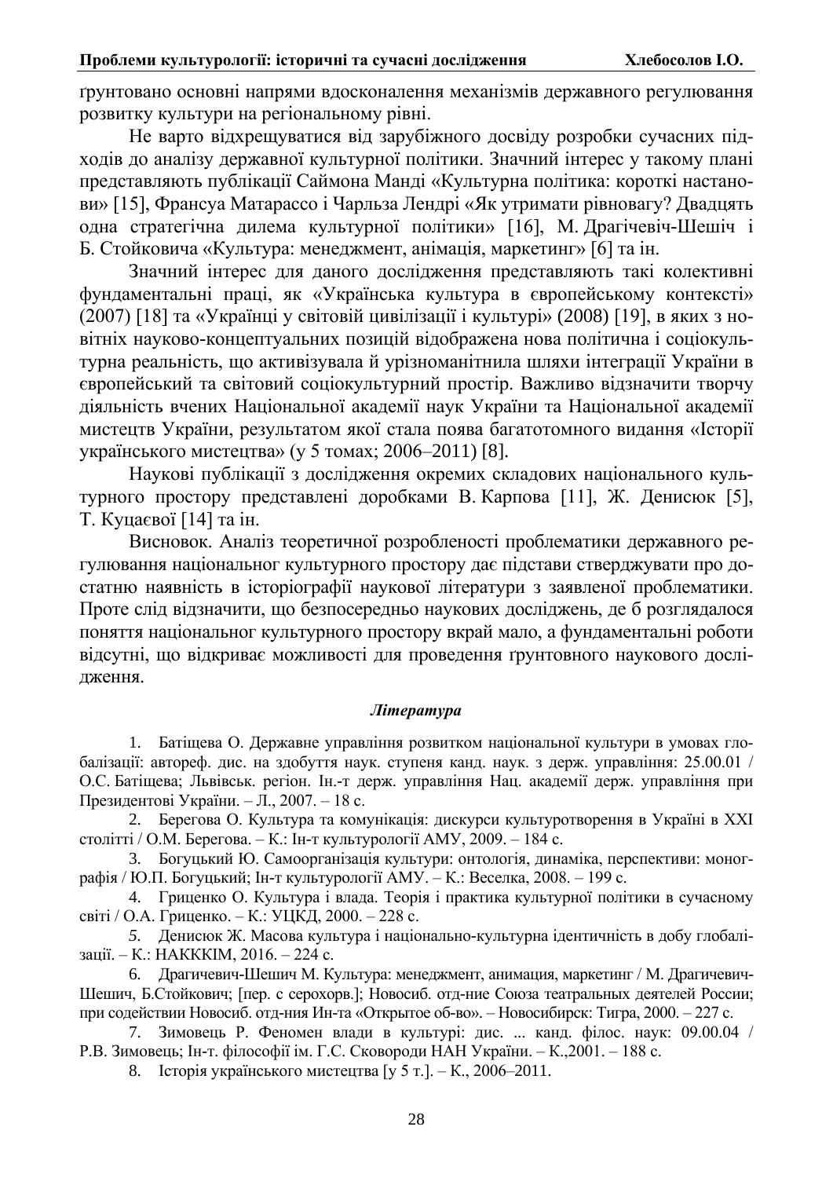ґрунтовано основні напрями вдосконалення механізмів державного регулювання розвитку культури на регіональному рівні.

Не варто відхрещуватися від зарубіжного досвіду розробки сучасних підходів до аналізу державної культурної політики. Значний інтерес у такому плані представляють публікації Саймона Манді «Культурна політика: короткі настанови» [15], Франсуа Матарассо і Чарльза Лендрі «Як утримати рівновагу? Двадцять одна стратегічна дилема культурної політики» [16], М. Драгічевіч-Шешіч і Б. Стойковича «Культура: менеджмент, анімація, маркетинг» [6] та ін.

Значний інтерес для даного дослідження представляють такі колективні фундаментальні праці, як «Українська культура в європейському контексті» (2007) [18] та «Українці у світовій цивілізації і культурі» (2008) [19], в яких з новітніх науково-концептуальних позицій відображена нова політична і соціокультурна реальність, що активізувала й урізноманітнила шляхи інтеграції України в європейський та світовий соціокультурний простір. Важливо відзначити творчу діяльність вчених Національної академії наук України та Національної академії мистецтв України, результатом якої стала поява багатотомного видання «Історії українського мистецтва» (у 5 томах; 2006–2011) [8].

Наукові публікації з дослідження окремих складових національного культурного простору представлені доробками В. Карпова [11], Ж. Денисюк [5], Т. Куцаєвої [14] та ін.

Висновок. Аналіз теоретичної розробленості проблематики державного регулювання національног культурного простору дає підстави стверджувати про достатню наявність в історіографії наукової літератури з заявленої проблематики. Проте слід відзначити, що безпосередньо наукових досліджень, де б розглядалося поняття національног культурного простору вкрай мало, а фундаментальні роботи відсутні, що відкриває можливості для проведення ґрунтовного наукового дослідження.

### *Література*

1. Батіщева О. Державне управління розвитком національної культури в умовах глобалізації: автореф. дис. на здобуття наук. ступеня канд. наук. з держ. управління: 25.00.01 / О.С. Батіщева; Львівськ. регіон. Ін.-т держ. управління Нац. академії держ. управління при Президентові України. – Л., 2007. – 18 с.
2. Берегова О. Культура та комунікація: дискурси культуротворення в Україні в XXI столітті / О.М. Берегова. – К.: Ін-т культурології АМУ, 2009. – 184 с.
3. Богуцький Ю. Самоорганізація культури: онтологія, динаміка, перспективи: монографія / Ю.П. Богуцький; Ін-т культурології АМУ. – К.: Веселка, 2008. – 199 с.
4. Гриценко О. Культура і влада. Теорія і практика культурної політики в сучасному світі / О.А. Гриценко. – К.: УЦКД, 2000. – 228 с.
5. Денисюк Ж. Масова культура і національно-культурна ідентичність в добу глобалізації. – К.: НАКККІМ, 2016. – 224 с.
6. Драгичевич-Шешич М. Культура: менеджмент, анимация, маркетинг / М. Драгичевич-Шешич, Б.Стойкович; [пер. с серохорв.]; Новосиб. отд-ние Союза театральных деятелей России; при содействии Новосиб. отд-ния Ин-та «Открытое об-во». – Новосибирск: Тигра, 2000. – 227 с.
7. Зимовець Р. Феномен влади в культурі: дис. ... канд. філос. наук: 09.00.04 / Р.В. Зимовець; Ін-т. філософії ім. Г.С. Сковороди НАН України. – К.,2001. – 188 с.
8. Історія українського мистецтва [у 5 т.]. – К., 2006–2011.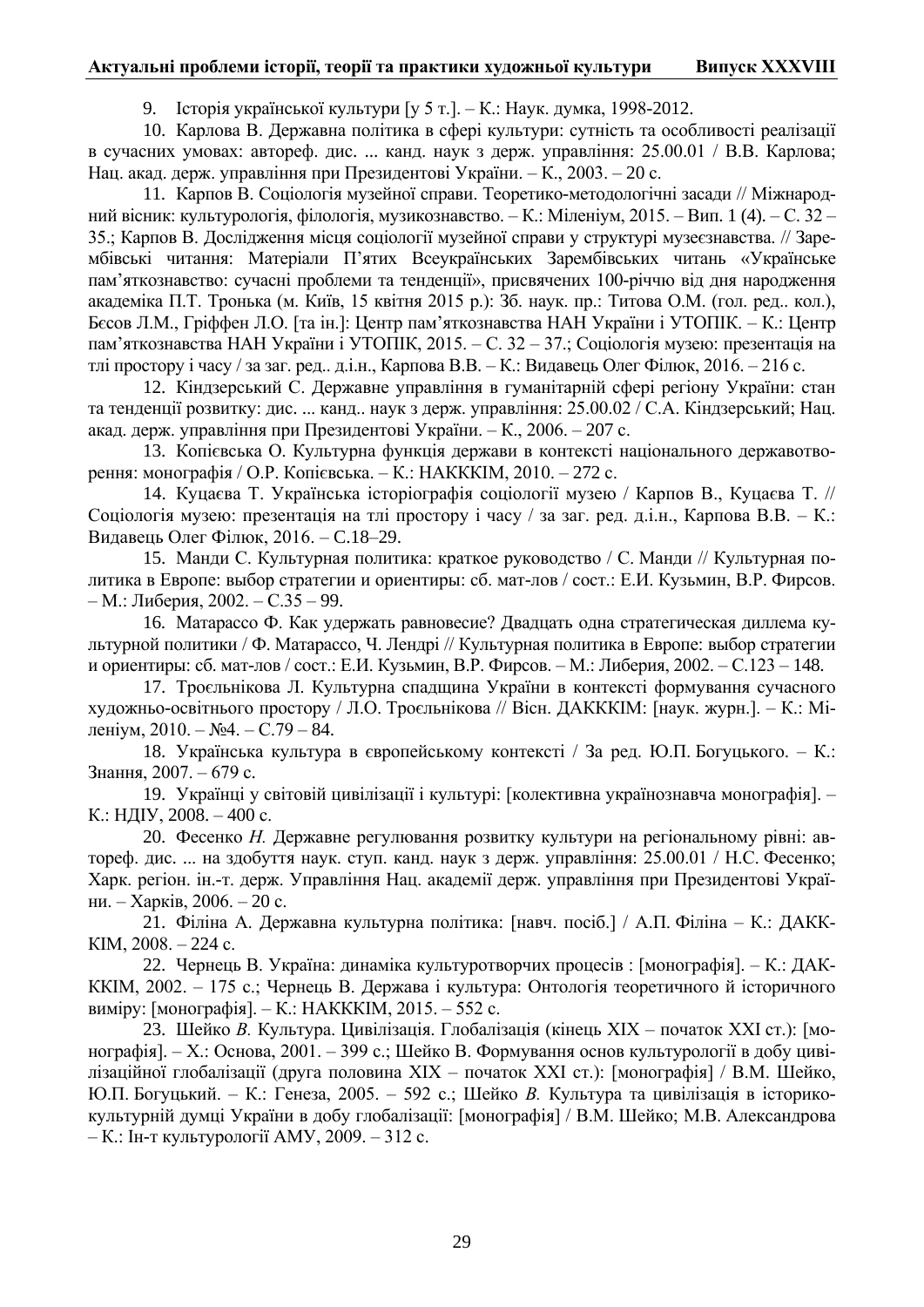9. Історія української культури [у 5 т.]. – К.: Наук. думка, 1998-2012.

10. Карлова В. Державна політика в сфері культури: сутність та особливості реалізації в сучасних умовах: автореф. дис. ... канд. наук з держ. управління: 25.00.01 / В.В. Карлова; Нац. акад. держ. управління при Президентові України. – К., 2003. – 20 с.

11. Карпов В. Соціологія музейної справи. Теоретико-методологічні засади // Міжнародний вісник: культурологія, філологія, музикознавство. – К.: Міленіум, 2015. – Вип. 1 (4). – С. 32 – 35.; Карпов В. Дослідження місця соціології музейної справи у структурі музеєзнавства. // Зарембівські читання: Матеріали П'ятих Всеукраїнських Зарембівських читань «Українське пам'яткознавство: сучасні проблеми та тенденції», присвячених 100-річчю від дня народження академіка П.Т. Тронька (м. Київ, 15 квітня 2015 р.): Зб. наук. пр.: Титова О.М. (гол. ред.. кол.), Бєсов Л.М., Гріффен Л.О. [та ін.]: Центр пам'яткознавства НАН України і УТОПІК. – К.: Центр пам'яткознавства НАН України і УТОПІК, 2015. – С. 32 – 37.; Соціологія музею: презентація на тлі простору і часу / за заг. ред.. д.і.н., Карпова В.В. – К.: Видавець Олег Філюк, 2016. – 216 с.

12. Кіндзерський С. Державне управління в гуманітарній сфері регіону України: стан та тенденції розвитку: дис. ... канд.. наук з держ. управління: 25.00.02 / С.А. Кіндзерський; Нац. акад. держ. управління при Президентові України. – К., 2006. – 207 с.

13. Копієвська О. Культурна функція держави в контексті національного державотворення: монографія / О.Р. Копієвська. – К.: НАКККІМ, 2010. – 272 с.

14. Куцаєва Т. Українська історіографія соціології музею / Карпов В., Куцаєва Т. // Соціологія музею: презентація на тлі простору і часу / за заг. ред. д.і.н., Карпова В.В. – К.: Видавець Олег Філюк, 2016. – С.18–29.

15. Манди С. Культурная политика: краткое руководство / С. Манди // Культурная политика в Европе: выбор стратегии и ориентиры: сб. мат-лов / сост.: Е.И. Кузьмин, В.Р. Фирсов. – М.: Либерия, 2002. – С.35 – 99.

16. Матарассо Ф. Как удержать равновесие? Двадцать одна стратегическая диллема культурной политики / Ф. Матарассо, Ч. Лендрі // Культурная политика в Европе: выбор стратегии и ориентиры: сб. мат-лов / сост.: Е.И. Кузьмин, В.Р. Фирсов. – М.: Либерия, 2002. – С.123 – 148.

17. Троєльнікова Л. Культурна спадщина України в контексті формування сучасного художньо-освітнього простору / Л.О. Троєльнікова // Вісн. ДАКККІМ: [наук. журн.]. – К.: Міленіум, 2010. – №4. – С.79 – 84.

18. Українська культура в європейському контексті / За ред. Ю.П. Богуцького. – К.: Знання, 2007. – 679 с.

19. Українці у світовій цивілізації і культурі: [колективна українознавча монографія]. – К.: НДІУ, 2008. – 400 с.

20. Фесенко *Н.* Державне регулювання розвитку культури на регіональному рівні: автореф. дис. ... на здобуття наук. ступ. канд. наук з держ. управління: 25.00.01 / Н.С. Фесенко; Харк. регіон. ін.-т. держ. Управління Нац. академії держ. управління при Президентові України. – Харків, 2006. – 20 с.

21. Філіна А. Державна культурна політика: [навч. посіб.] / А.П. Філіна – К.: ДАКККІМ, 2008. – 224 с.

22. Чернець В. Україна: динаміка культуротворчих процесів : [монографія]. – К.: ДАКККІМ, 2002. – 175 с.; Чернець В. Держава і культура: Онтологія теоретичного й історичного виміру: [монографія]. – К.: НАКККІМ, 2015. – 552 с.

23. Шейко *В.* Культура. Цивілізація. Глобалізація (кінець XIX – початок XXI ст.): [монографія]. – Х.: Основа, 2001. – 399 с.; Шейко В. Формування основ культурології в добу цивілізаційної глобалізації (друга половина XIX – початок XXI ст.): [монографія] / В.М. Шейко, Ю.П. Богуцький. – К.: Генеза, 2005. – 592 с.; Шейко *В.* Культура та цивілізація в історико-культурній думці України в добу глобалізації: [монографія] / В.М. Шейко; М.В. Александрова – К.: Ін-т культурології АМУ, 2009. – 312 с.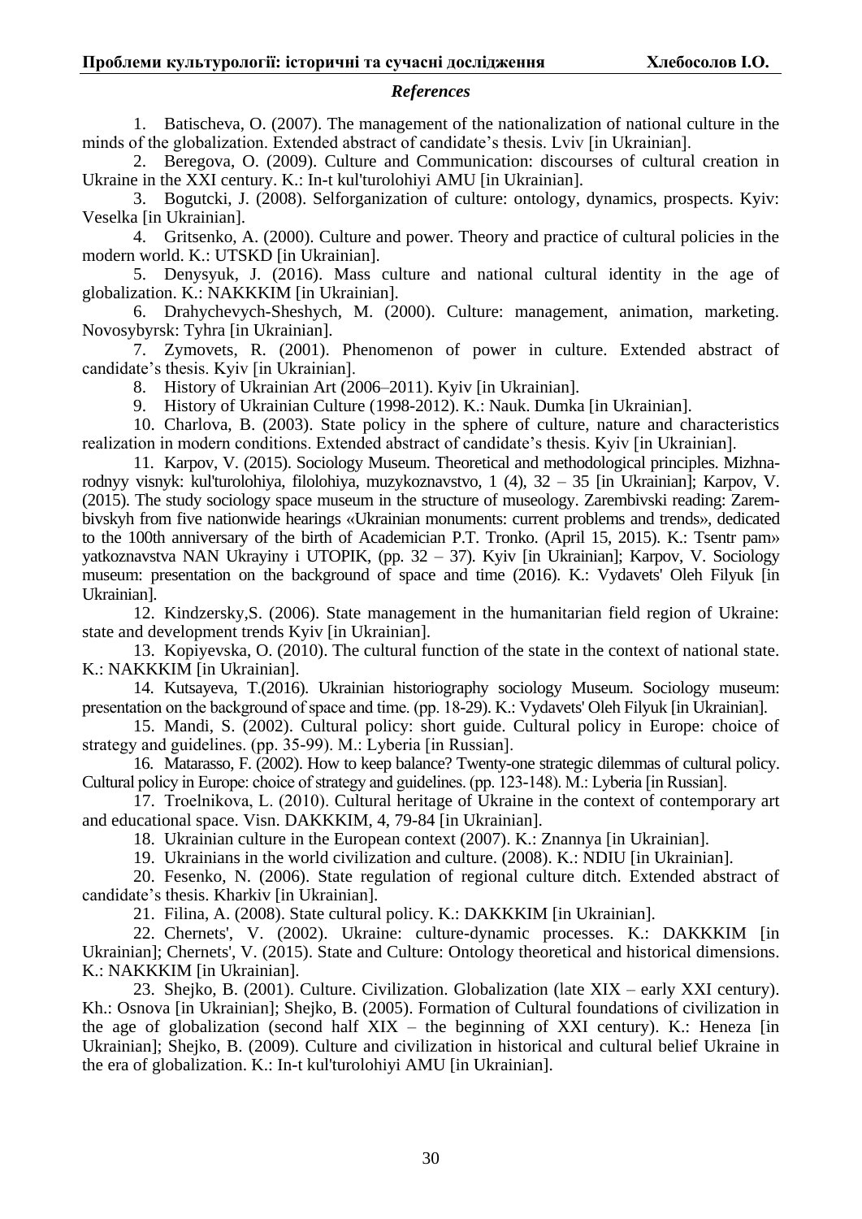*References*

1. Batischeva, O. (2007). The management of the nationalization of national culture in the minds of the globalization. Extended abstract of candidate's thesis. Lviv [in Ukrainian].
2. Beregova, O. (2009). Culture and Communication: discourses of cultural creation in Ukraine in the XXI century. K.: In-t kul'turolohiyi AMU [in Ukrainian].
3. Bogutcki, J. (2008). Selforganization of culture: ontology, dynamics, prospects. Kyiv: Veselka [in Ukrainian].
4. Gritsenko, A. (2000). Culture and power. Theory and practice of cultural policies in the modern world. K.: UTSKD [in Ukrainian].
5. Denysyuk, J. (2016). Mass culture and national cultural identity in the age of globalization. K.: NAKKKIM [in Ukrainian].
6. Drahychevych-Sheshych, M. (2000). Culture: management, animation, marketing. Novosybyrsk: Tyhra [in Ukrainian].
7. Zymovets, R. (2001). Phenomenon of power in culture. Extended abstract of candidate's thesis. Kyiv [in Ukrainian].
8. History of Ukrainian Art (2006–2011). Kyiv [in Ukrainian].
9. History of Ukrainian Culture (1998-2012). K.: Nauk. Dumka [in Ukrainian].
10. Charlova, B. (2003). State policy in the sphere of culture, nature and characteristics realization in modern conditions. Extended abstract of candidate's thesis. Kyiv [in Ukrainian].
11. Karpov, V. (2015). Sociology Museum. Theoretical and methodological principles. Mizhnarodnyy visnyk: kul'turolohiya, filolohiya, muzykoznavstvo, 1 (4), 32 – 35 [in Ukrainian]; Karpov, V. (2015). The study sociology space museum in the structure of museology. Zarembivski reading: Zarembivskyh from five nationwide hearings «Ukrainian monuments: current problems and trends», dedicated to the 100th anniversary of the birth of Academician P.T. Tronko. (April 15, 2015). K.: Tsentr pam» yatkoznavstva NAN Ukrayiny i UTOPIK, (pp. 32 – 37). Kyiv [in Ukrainian]; Karpov, V. Sociology museum: presentation on the background of space and time (2016). K.: Vydavets' Oleh Filyuk [in Ukrainian].
12. Kindzersky,S. (2006). State management in the humanitarian field region of Ukraine: state and development trends Kyiv [in Ukrainian].
13. Kopiyevska, O. (2010). The cultural function of the state in the context of national state. K.: NAKKKIM [in Ukrainian].
14. Kutsayeva, T.(2016). Ukrainian historiography sociology Museum. Sociology museum: presentation on the background of space and time. (pp. 18-29). K.: Vydavets' Oleh Filyuk [in Ukrainian].
15. Mandi, S. (2002). Cultural policy: short guide. Cultural policy in Europe: choice of strategy and guidelines. (pp. 35-99). M.: Lyberia [in Russian].
16. Matarasso, F. (2002). How to keep balance? Twenty-one strategic dilemmas of cultural policy. Cultural policy in Europe: choice of strategy and guidelines. (pp. 123-148). M.: Lyberia [in Russian].
17. Troelnikova, L. (2010). Cultural heritage of Ukraine in the context of contemporary art and educational space. Visn. DAKKKIM, 4, 79-84 [in Ukrainian].
18. Ukrainian culture in the European context (2007). K.: Znannya [in Ukrainian].
19. Ukrainians in the world civilization and culture. (2008). K.: NDIU [in Ukrainian].
20. Fesenko, N. (2006). State regulation of regional culture ditch. Extended abstract of candidate's thesis. Kharkiv [in Ukrainian].
21. Filina, A. (2008). State cultural policy. K.: DAKKKIM [in Ukrainian].
22. Chernets', V. (2002). Ukraine: culture-dynamic processes. K.: DAKKKIM [in Ukrainian]; Chernets', V. (2015). State and Culture: Ontology theoretical and historical dimensions. K.: NAKKKIM [in Ukrainian].
23. Shejko, B. (2001). Culture. Civilization. Globalization (late XIX – early XXI century). Kh.: Osnova [in Ukrainian]; Shejko, B. (2005). Formation of Cultural foundations of civilization in the age of globalization (second half XIX – the beginning of XXI century). K.: Heneza [in Ukrainian]; Shejko, B. (2009). Culture and civilization in historical and cultural belief Ukraine in the era of globalization. K.: In-t kul'turolohiyi AMU [in Ukrainian].